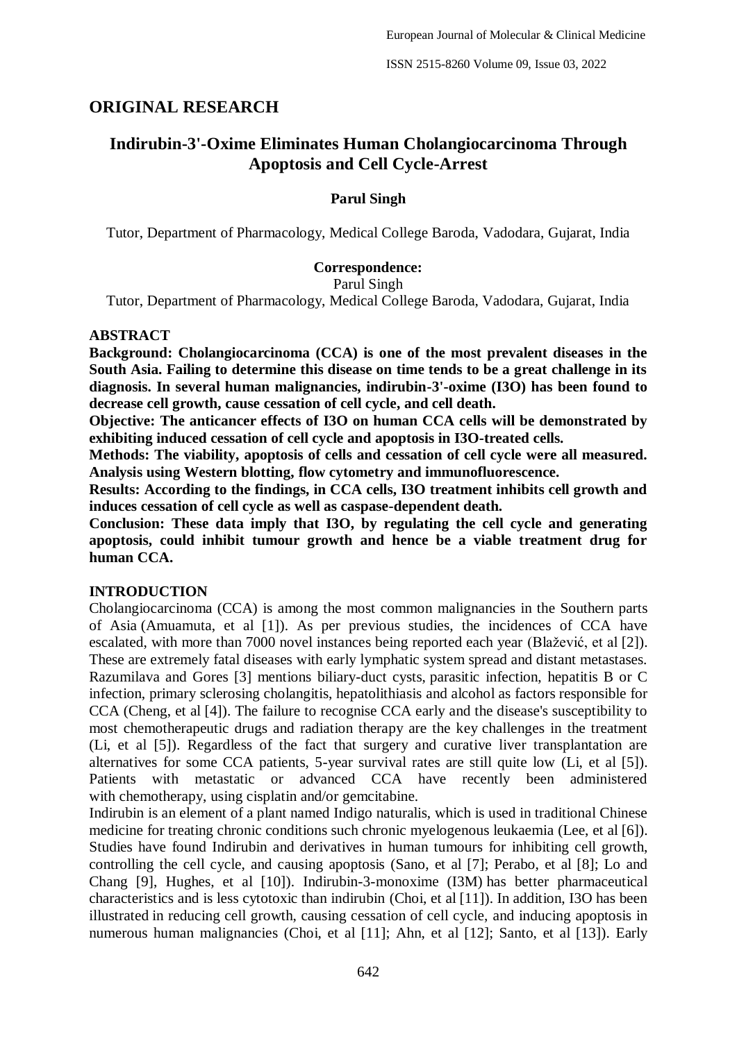## ORIGINAL RESEARCH

# Indirubin-3'-Oxime Eliminates Human Cholangiocarcinoma Through Apoptosis and Cell Cycle-Arrest

**Parul Singh**

Tutor, Department of Pharmacology, Medical College Baroda, Vadodara, Gujarat, India

**Correspondence:**
Parul Singh
Tutor, Department of Pharmacology, Medical College Baroda, Vadodara, Gujarat, India

### ABSTRACT

**Background: Cholangiocarcinoma (CCA) is one of the most prevalent diseases in the South Asia. Failing to determine this disease on time tends to be a great challenge in its diagnosis. In several human malignancies, indirubin-3'-oxime (I3O) has been found to decrease cell growth, cause cessation of cell cycle, and cell death.**

**Objective: The anticancer effects of I3O on human CCA cells will be demonstrated by exhibiting induced cessation of cell cycle and apoptosis in I3O-treated cells.**

**Methods: The viability, apoptosis of cells and cessation of cell cycle were all measured. Analysis using Western blotting, flow cytometry and immunofluorescence.**

**Results: According to the findings, in CCA cells, I3O treatment inhibits cell growth and induces cessation of cell cycle as well as caspase-dependent death.**

**Conclusion: These data imply that I3O, by regulating the cell cycle and generating apoptosis, could inhibit tumour growth and hence be a viable treatment drug for human CCA.**

### INTRODUCTION

Cholangiocarcinoma (CCA) is among the most common malignancies in the Southern parts of Asia (Amuamuta, et al [1]). As per previous studies, the incidences of CCA have escalated, with more than 7000 novel instances being reported each year (Blažević, et al [2]). These are extremely fatal diseases with early lymphatic system spread and distant metastases. Razumilava and Gores [3] mentions biliary-duct cysts, parasitic infection, hepatitis B or C infection, primary sclerosing cholangitis, hepatolithiasis and alcohol as factors responsible for CCA (Cheng, et al [4]). The failure to recognise CCA early and the disease's susceptibility to most chemotherapeutic drugs and radiation therapy are the key challenges in the treatment (Li, et al [5]). Regardless of the fact that surgery and curative liver transplantation are alternatives for some CCA patients, 5-year survival rates are still quite low (Li, et al [5]). Patients with metastatic or advanced CCA have recently been administered with chemotherapy, using cisplatin and/or gemcitabine.

Indirubin is an element of a plant named Indigo naturalis, which is used in traditional Chinese medicine for treating chronic conditions such chronic myelogenous leukaemia (Lee, et al [6]). Studies have found Indirubin and derivatives in human tumours for inhibiting cell growth, controlling the cell cycle, and causing apoptosis (Sano, et al [7]; Perabo, et al [8]; Lo and Chang [9], Hughes, et al [10]). Indirubin-3-monoxime (I3M) has better pharmaceutical characteristics and is less cytotoxic than indirubin (Choi, et al [11]). In addition, I3O has been illustrated in reducing cell growth, causing cessation of cell cycle, and inducing apoptosis in numerous human malignancies (Choi, et al [11]; Ahn, et al [12]; Santo, et al [13]). Early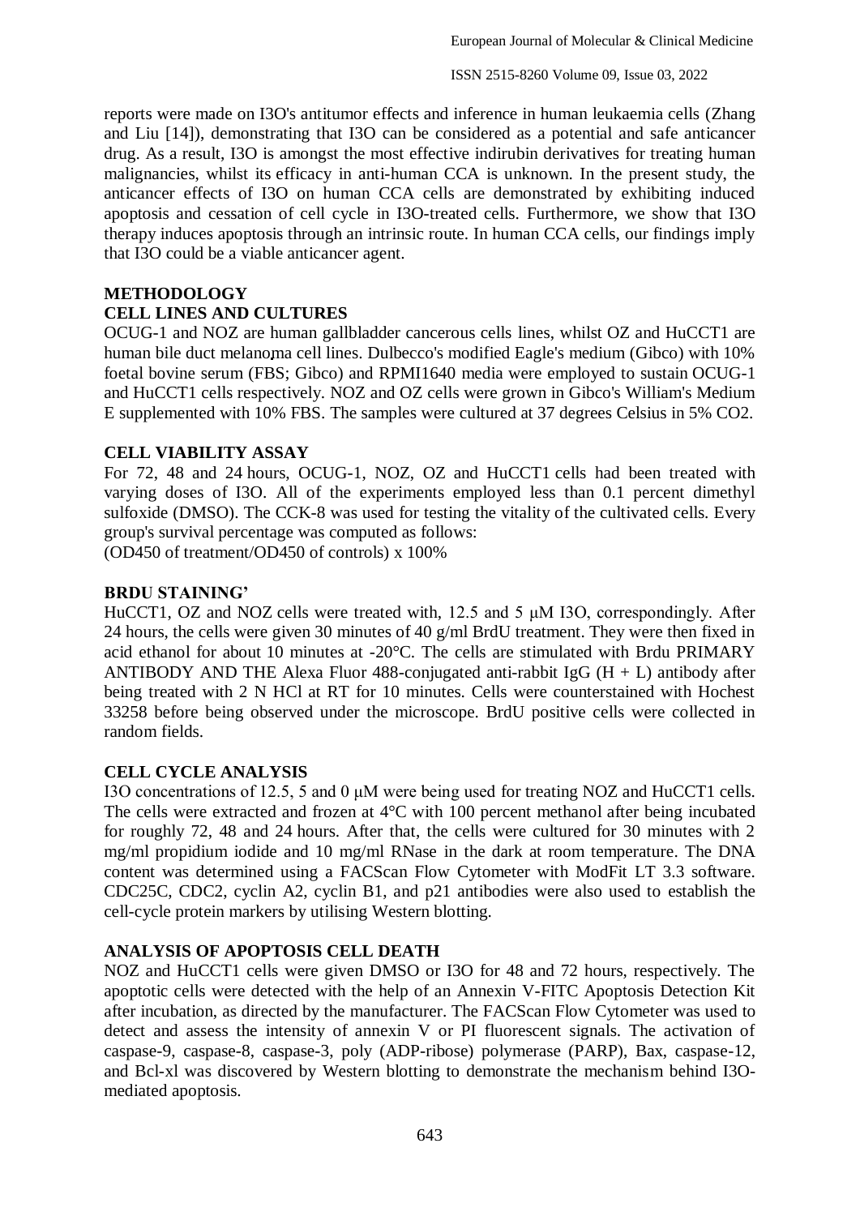reports were made on I3O's antitumor effects and inference in human leukaemia cells (Zhang and Liu [14]), demonstrating that I3O can be considered as a potential and safe anticancer drug. As a result, I3O is amongst the most effective indirubin derivatives for treating human malignancies, whilst its efficacy in anti-human CCA is unknown. In the present study, the anticancer effects of I3O on human CCA cells are demonstrated by exhibiting induced apoptosis and cessation of cell cycle in I3O-treated cells. Furthermore, we show that I3O therapy induces apoptosis through an intrinsic route. In human CCA cells, our findings imply that I3O could be a viable anticancer agent.

## METHODOLOGY

### CELL LINES AND CULTURES

OCUG-1 and NOZ are human gallbladder cancerous cells lines, whilst OZ and HuCCT1 are human bile duct melanoma cell lines. Dulbecco's modified Eagle's medium (Gibco) with 10% foetal bovine serum (FBS; Gibco) and RPMI1640 media were employed to sustain OCUG-1 and HuCCT1 cells respectively. NOZ and OZ cells were grown in Gibco's William's Medium E supplemented with 10% FBS. The samples were cultured at 37 degrees Celsius in 5% $CO_2$.

### CELL VIABILITY ASSAY

For 72, 48 and 24 hours, OCUG-1, NOZ, OZ and HuCCT1 cells had been treated with varying doses of I3O. All of the experiments employed less than 0.1 percent dimethyl sulfoxide (DMSO). The CCK-8 was used for testing the vitality of the cultivated cells. Every group's survival percentage was computed as follows:

$(OD_{450}$ of treatment$/OD_{450}$ of controls$) \times 100\%$

### BRDU STAINING'

HuCCT1, OZ and NOZ cells were treated with, 12.5 and 5 μM I3O, correspondingly. After 24 hours, the cells were given 30 minutes of 40 g/ml BrdU treatment. They were then fixed in acid ethanol for about 10 minutes at -20°C. The cells are stimulated with Brdu PRIMARY ANTIBODY AND THE Alexa Fluor 488-conjugated anti-rabbit IgG (H + L) antibody after being treated with 2 N HCl at RT for 10 minutes. Cells were counterstained with Hochest 33258 before being observed under the microscope. BrdU positive cells were collected in random fields.

### CELL CYCLE ANALYSIS

I3O concentrations of 12.5, 5 and 0 μM were being used for treating NOZ and HuCCT1 cells. The cells were extracted and frozen at 4°C with 100 percent methanol after being incubated for roughly 72, 48 and 24 hours. After that, the cells were cultured for 30 minutes with 2 mg/ml propidium iodide and 10 mg/ml RNase in the dark at room temperature. The DNA content was determined using a FACScan Flow Cytometer with ModFit LT 3.3 software. CDC25C, CDC2, cyclin A2, cyclin B1, and p21 antibodies were also used to establish the cell-cycle protein markers by utilising Western blotting.

### ANALYSIS OF APOPTOSIS CELL DEATH

NOZ and HuCCT1 cells were given DMSO or I3O for 48 and 72 hours, respectively. The apoptotic cells were detected with the help of an Annexin V-FITC Apoptosis Detection Kit after incubation, as directed by the manufacturer. The FACScan Flow Cytometer was used to detect and assess the intensity of annexin V or PI fluorescent signals. The activation of caspase-9, caspase-8, caspase-3, poly (ADP-ribose) polymerase (PARP), Bax, caspase-12, and Bcl-xl was discovered by Western blotting to demonstrate the mechanism behind I3O-mediated apoptosis.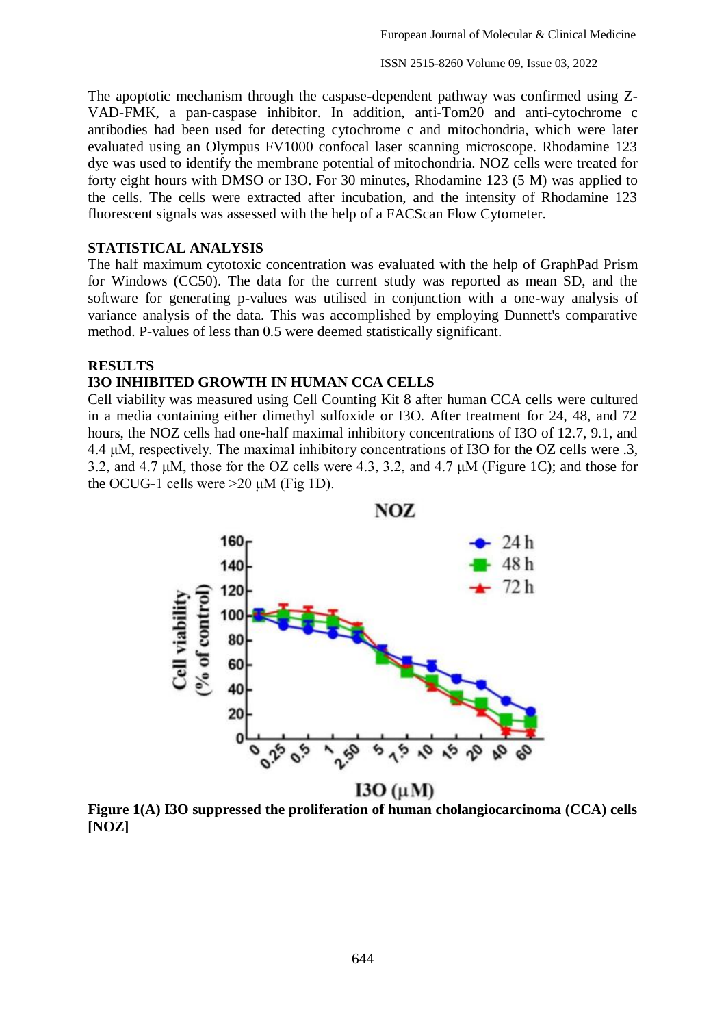The apoptotic mechanism through the caspase-dependent pathway was confirmed using Z-VAD-FMK, a pan-caspase inhibitor. In addition, anti-Tom20 and anti-cytochrome c antibodies had been used for detecting cytochrome c and mitochondria, which were later evaluated using an Olympus FV1000 confocal laser scanning microscope. Rhodamine 123 dye was used to identify the membrane potential of mitochondria. NOZ cells were treated for forty eight hours with DMSO or I3O. For 30 minutes, Rhodamine 123 (5 M) was applied to the cells. The cells were extracted after incubation, and the intensity of Rhodamine 123 fluorescent signals was assessed with the help of a FACScan Flow Cytometer.

## STATISTICAL ANALYSIS

The half maximum cytotoxic concentration was evaluated with the help of GraphPad Prism for Windows (CC50). The data for the current study was reported as mean SD, and the software for generating p-values was utilised in conjunction with a one-way analysis of variance analysis of the data. This was accomplished by employing Dunnett's comparative method. P-values of less than 0.5 were deemed statistically significant.

## RESULTS

### I3O INHIBITED GROWTH IN HUMAN CCA CELLS

Cell viability was measured using Cell Counting Kit 8 after human CCA cells were cultured in a media containing either dimethyl sulfoxide or I3O. After treatment for 24, 48, and 72 hours, the NOZ cells had one-half maximal inhibitory concentrations of I3O of 12.7, 9.1, and 4.4 μM, respectively. The maximal inhibitory concentrations of I3O for the OZ cells were .3, 3.2, and 4.7 μM, those for the OZ cells were 4.3, 3.2, and 4.7 μM (Figure 1C); and those for the OCUG-1 cells were >20 μM (Fig 1D).

**Figure 1(A) I3O suppressed the proliferation of human cholangiocarcinoma (CCA) cells [NOZ]**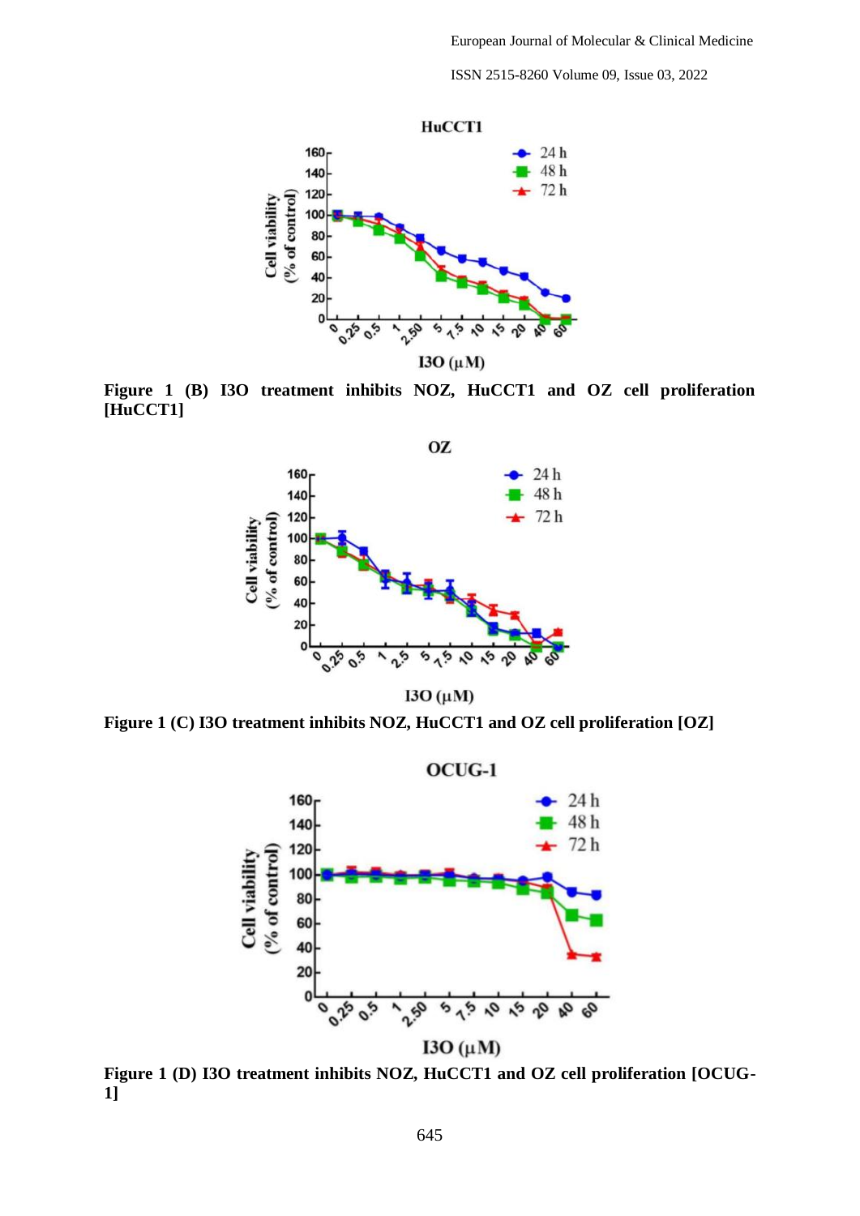Figure 1 (B) I3O treatment inhibits NOZ, HuCCT1 and OZ cell proliferation [HuCCT1]

Figure 1 (C) I3O treatment inhibits NOZ, HuCCT1 and OZ cell proliferation [OZ]

Figure 1 (D) I3O treatment inhibits NOZ, HuCCT1 and OZ cell proliferation [OCUG-1]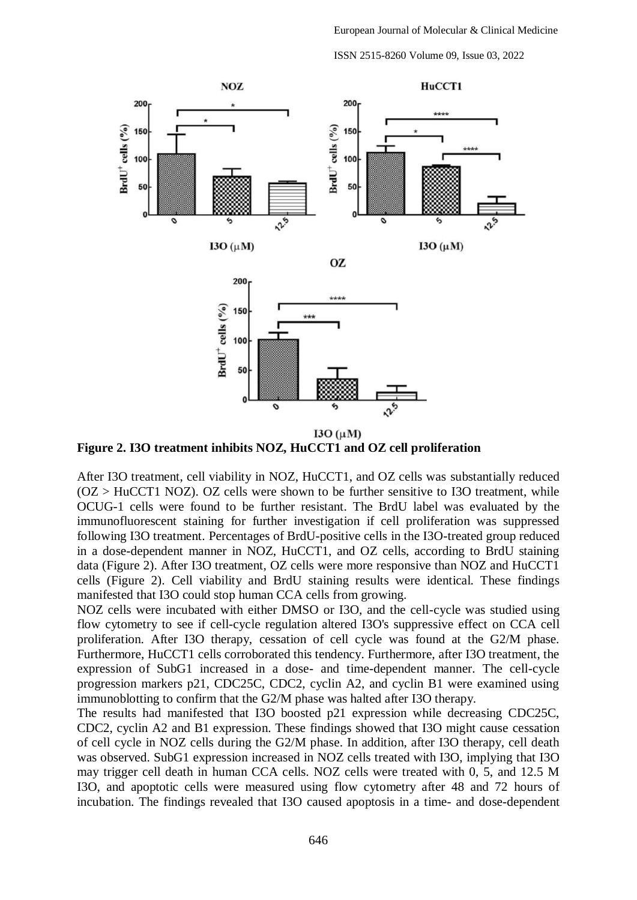**Figure 2. I3O treatment inhibits NOZ, HuCCT1 and OZ cell proliferation**

After I3O treatment, cell viability in NOZ, HuCCT1, and OZ cells was substantially reduced (OZ > HuCCT1 NOZ). OZ cells were shown to be further sensitive to I3O treatment, while OCUG-1 cells were found to be further resistant. The BrdU label was evaluated by the immunofluorescent staining for further investigation if cell proliferation was suppressed following I3O treatment. Percentages of BrdU-positive cells in the I3O-treated group reduced in a dose-dependent manner in NOZ, HuCCT1, and OZ cells, according to BrdU staining data (Figure 2). After I3O treatment, OZ cells were more responsive than NOZ and HuCCT1 cells (Figure 2). Cell viability and BrdU staining results were identical. These findings manifested that I3O could stop human CCA cells from growing.

NOZ cells were incubated with either DMSO or I3O, and the cell-cycle was studied using flow cytometry to see if cell-cycle regulation altered I3O's suppressive effect on CCA cell proliferation. After I3O therapy, cessation of cell cycle was found at the G2/M phase. Furthermore, HuCCT1 cells corroborated this tendency. Furthermore, after I3O treatment, the expression of SubG1 increased in a dose- and time-dependent manner. The cell-cycle progression markers p21, CDC25C, CDC2, cyclin A2, and cyclin B1 were examined using immunoblotting to confirm that the G2/M phase was halted after I3O therapy.

The results had manifested that I3O boosted p21 expression while decreasing CDC25C, CDC2, cyclin A2 and B1 expression. These findings showed that I3O might cause cessation of cell cycle in NOZ cells during the G2/M phase. In addition, after I3O therapy, cell death was observed. SubG1 expression increased in NOZ cells treated with I3O, implying that I3O may trigger cell death in human CCA cells. NOZ cells were treated with 0, 5, and 12.5 M I3O, and apoptotic cells were measured using flow cytometry after 48 and 72 hours of incubation. The findings revealed that I3O caused apoptosis in a time- and dose-dependent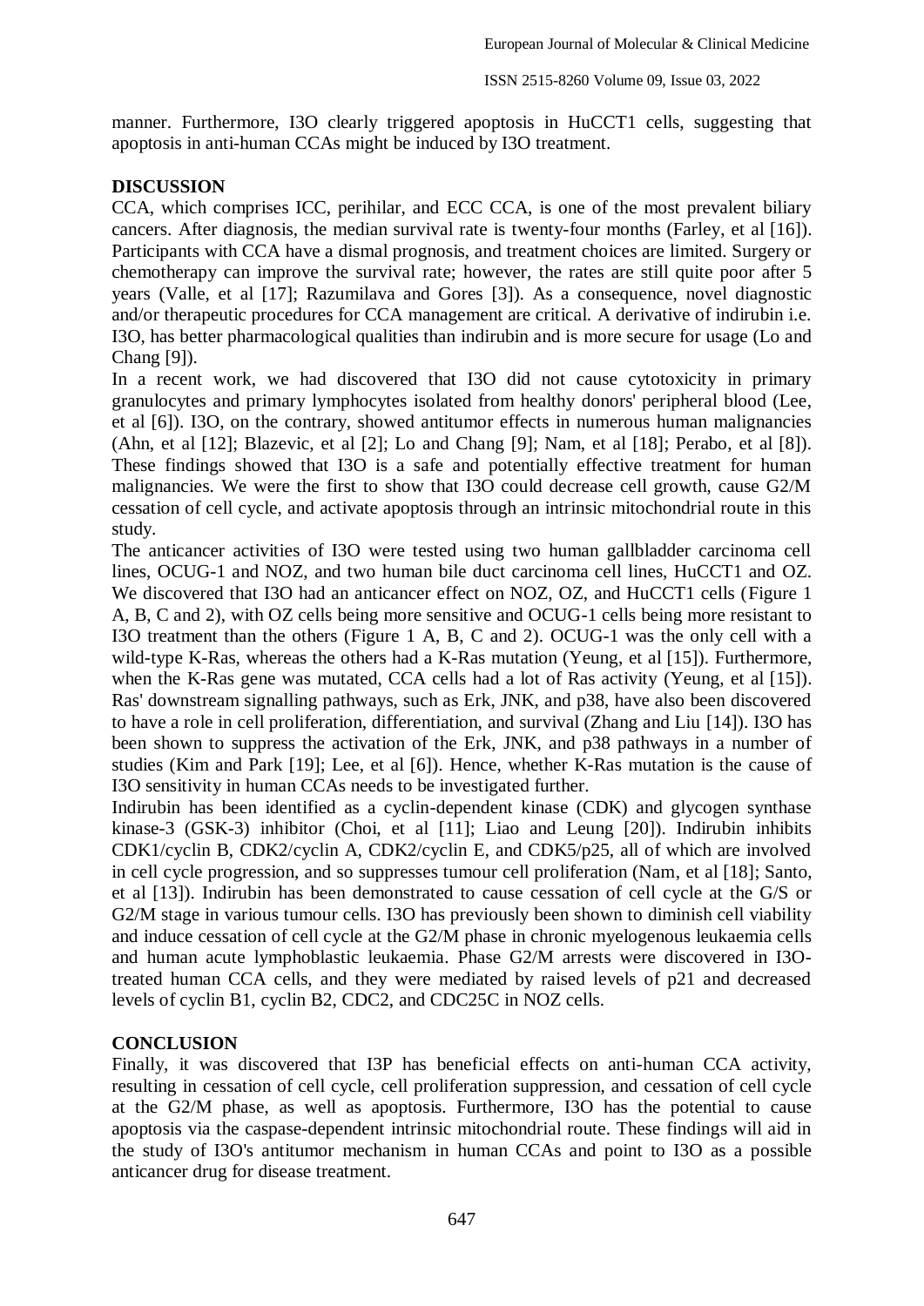manner. Furthermore, I3O clearly triggered apoptosis in HuCCT1 cells, suggesting that apoptosis in anti-human CCAs might be induced by I3O treatment.

## DISCUSSION

CCA, which comprises ICC, perihilar, and ECC CCA, is one of the most prevalent biliary cancers. After diagnosis, the median survival rate is twenty-four months (Farley, et al [16]). Participants with CCA have a dismal prognosis, and treatment choices are limited. Surgery or chemotherapy can improve the survival rate; however, the rates are still quite poor after 5 years (Valle, et al [17]; Razumilava and Gores [3]). As a consequence, novel diagnostic and/or therapeutic procedures for CCA management are critical. A derivative of indirubin i.e. I3O, has better pharmacological qualities than indirubin and is more secure for usage (Lo and Chang [9]).

In a recent work, we had discovered that I3O did not cause cytotoxicity in primary granulocytes and primary lymphocytes isolated from healthy donors' peripheral blood (Lee, et al [6]). I3O, on the contrary, showed antitumor effects in numerous human malignancies (Ahn, et al [12]; Blazevic, et al [2]; Lo and Chang [9]; Nam, et al [18]; Perabo, et al [8]). These findings showed that I3O is a safe and potentially effective treatment for human malignancies. We were the first to show that I3O could decrease cell growth, cause G2/M cessation of cell cycle, and activate apoptosis through an intrinsic mitochondrial route in this study.

The anticancer activities of I3O were tested using two human gallbladder carcinoma cell lines, OCUG-1 and NOZ, and two human bile duct carcinoma cell lines, HuCCT1 and OZ. We discovered that I3O had an anticancer effect on NOZ, OZ, and HuCCT1 cells (Figure 1 A, B, C and 2), with OZ cells being more sensitive and OCUG-1 cells being more resistant to I3O treatment than the others (Figure 1 A, B, C and 2). OCUG-1 was the only cell with a wild-type K-Ras, whereas the others had a K-Ras mutation (Yeung, et al [15]). Furthermore, when the K-Ras gene was mutated, CCA cells had a lot of Ras activity (Yeung, et al [15]). Ras' downstream signalling pathways, such as Erk, JNK, and p38, have also been discovered to have a role in cell proliferation, differentiation, and survival (Zhang and Liu [14]). I3O has been shown to suppress the activation of the Erk, JNK, and p38 pathways in a number of studies (Kim and Park [19]; Lee, et al [6]). Hence, whether K-Ras mutation is the cause of I3O sensitivity in human CCAs needs to be investigated further.

Indirubin has been identified as a cyclin-dependent kinase (CDK) and glycogen synthase kinase-3 (GSK-3) inhibitor (Choi, et al [11]; Liao and Leung [20]). Indirubin inhibits CDK1/cyclin B, CDK2/cyclin A, CDK2/cyclin E, and CDK5/p25, all of which are involved in cell cycle progression, and so suppresses tumour cell proliferation (Nam, et al [18]; Santo, et al [13]). Indirubin has been demonstrated to cause cessation of cell cycle at the G/S or G2/M stage in various tumour cells. I3O has previously been shown to diminish cell viability and induce cessation of cell cycle at the G2/M phase in chronic myelogenous leukaemia cells and human acute lymphoblastic leukaemia. Phase G2/M arrests were discovered in I3O-treated human CCA cells, and they were mediated by raised levels of p21 and decreased levels of cyclin B1, cyclin B2, CDC2, and CDC25C in NOZ cells.

## CONCLUSION

Finally, it was discovered that I3P has beneficial effects on anti-human CCA activity, resulting in cessation of cell cycle, cell proliferation suppression, and cessation of cell cycle at the G2/M phase, as well as apoptosis. Furthermore, I3O has the potential to cause apoptosis via the caspase-dependent intrinsic mitochondrial route. These findings will aid in the study of I3O's antitumor mechanism in human CCAs and point to I3O as a possible anticancer drug for disease treatment.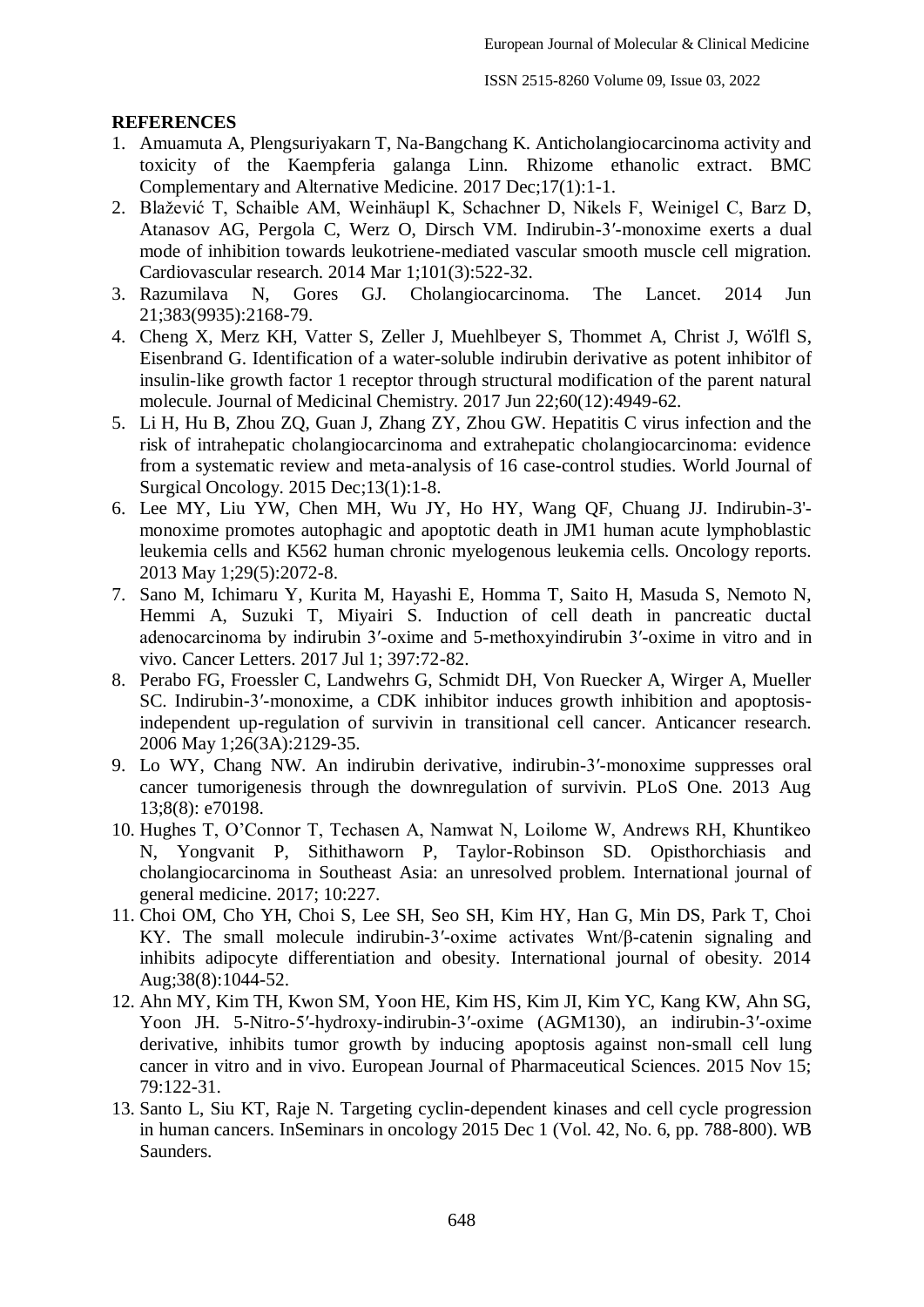**REFERENCES**

1. Amuamuta A, Plengsuriyakarn T, Na-Bangchang K. Anticholangiocarcinoma activity and toxicity of the Kaempferia galanga Linn. Rhizome ethanolic extract. BMC Complementary and Alternative Medicine. 2017 Dec;17(1):1-1.
2. Blažević T, Schaible AM, Weinhäupl K, Schachner D, Nikels F, Weinigel C, Barz D, Atanasov AG, Pergola C, Werz O, Dirsch VM. Indirubin-3′-monoxime exerts a dual mode of inhibition towards leukotriene-mediated vascular smooth muscle cell migration. Cardiovascular research. 2014 Mar 1;101(3):522-32.
3. Razumilava N, Gores GJ. Cholangiocarcinoma. The Lancet. 2014 Jun 21;383(9935):2168-79.
4. Cheng X, Merz KH, Vatter S, Zeller J, Muehlbeyer S, Thommet A, Christ J, Wölfl S, Eisenbrand G. Identification of a water-soluble indirubin derivative as potent inhibitor of insulin-like growth factor 1 receptor through structural modification of the parent natural molecule. Journal of Medicinal Chemistry. 2017 Jun 22;60(12):4949-62.
5. Li H, Hu B, Zhou ZQ, Guan J, Zhang ZY, Zhou GW. Hepatitis C virus infection and the risk of intrahepatic cholangiocarcinoma and extrahepatic cholangiocarcinoma: evidence from a systematic review and meta-analysis of 16 case-control studies. World Journal of Surgical Oncology. 2015 Dec;13(1):1-8.
6. Lee MY, Liu YW, Chen MH, Wu JY, Ho HY, Wang QF, Chuang JJ. Indirubin-3'-monoxime promotes autophagic and apoptotic death in JM1 human acute lymphoblastic leukemia cells and K562 human chronic myelogenous leukemia cells. Oncology reports. 2013 May 1;29(5):2072-8.
7. Sano M, Ichimaru Y, Kurita M, Hayashi E, Homma T, Saito H, Masuda S, Nemoto N, Hemmi A, Suzuki T, Miyairi S. Induction of cell death in pancreatic ductal adenocarcinoma by indirubin 3′-oxime and 5-methoxyindirubin 3′-oxime in vitro and in vivo. Cancer Letters. 2017 Jul 1; 397:72-82.
8. Perabo FG, Froessler C, Landwehrs G, Schmidt DH, Von Ruecker A, Wirger A, Mueller SC. Indirubin-3′-monoxime, a CDK inhibitor induces growth inhibition and apoptosis-independent up-regulation of survivin in transitional cell cancer. Anticancer research. 2006 May 1;26(3A):2129-35.
9. Lo WY, Chang NW. An indirubin derivative, indirubin-3′-monoxime suppresses oral cancer tumorigenesis through the downregulation of survivin. PLoS One. 2013 Aug 13;8(8): e70198.
10. Hughes T, O'Connor T, Techasen A, Namwat N, Loilome W, Andrews RH, Khuntikeo N, Yongvanit P, Sithithaworn P, Taylor-Robinson SD. Opisthorchiasis and cholangiocarcinoma in Southeast Asia: an unresolved problem. International journal of general medicine. 2017; 10:227.
11. Choi OM, Cho YH, Choi S, Lee SH, Seo SH, Kim HY, Han G, Min DS, Park T, Choi KY. The small molecule indirubin-3′-oxime activates Wnt/β-catenin signaling and inhibits adipocyte differentiation and obesity. International journal of obesity. 2014 Aug;38(8):1044-52.
12. Ahn MY, Kim TH, Kwon SM, Yoon HE, Kim HS, Kim JI, Kim YC, Kang KW, Ahn SG, Yoon JH. 5-Nitro-5′-hydroxy-indirubin-3′-oxime (AGM130), an indirubin-3′-oxime derivative, inhibits tumor growth by inducing apoptosis against non-small cell lung cancer in vitro and in vivo. European Journal of Pharmaceutical Sciences. 2015 Nov 15; 79:122-31.
13. Santo L, Siu KT, Raje N. Targeting cyclin-dependent kinases and cell cycle progression in human cancers. InSeminars in oncology 2015 Dec 1 (Vol. 42, No. 6, pp. 788-800). WB Saunders.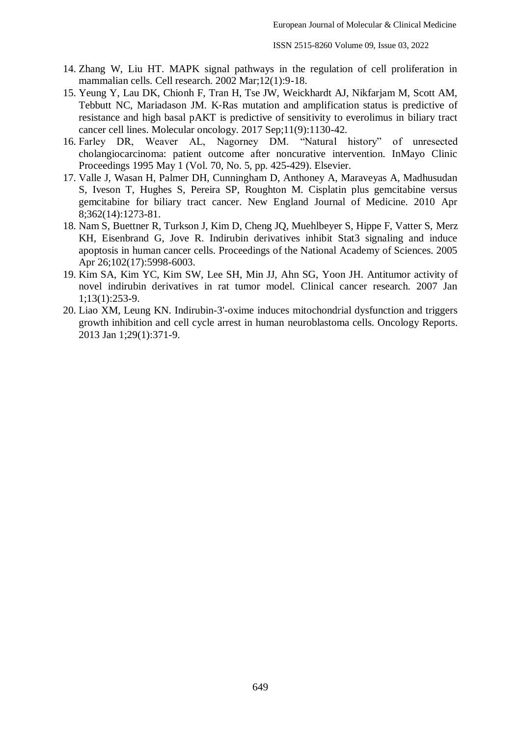14. Zhang W, Liu HT. MAPK signal pathways in the regulation of cell proliferation in mammalian cells. Cell research. 2002 Mar;12(1):9-18.
15. Yeung Y, Lau DK, Chionh F, Tran H, Tse JW, Weickhardt AJ, Nikfarjam M, Scott AM, Tebbutt NC, Mariadason JM. K‐Ras mutation and amplification status is predictive of resistance and high basal pAKT is predictive of sensitivity to everolimus in biliary tract cancer cell lines. Molecular oncology. 2017 Sep;11(9):1130-42.
16. Farley DR, Weaver AL, Nagorney DM. "Natural history" of unresected cholangiocarcinoma: patient outcome after noncurative intervention. InMayo Clinic Proceedings 1995 May 1 (Vol. 70, No. 5, pp. 425-429). Elsevier.
17. Valle J, Wasan H, Palmer DH, Cunningham D, Anthoney A, Maraveyas A, Madhusudan S, Iveson T, Hughes S, Pereira SP, Roughton M. Cisplatin plus gemcitabine versus gemcitabine for biliary tract cancer. New England Journal of Medicine. 2010 Apr 8;362(14):1273-81.
18. Nam S, Buettner R, Turkson J, Kim D, Cheng JQ, Muehlbeyer S, Hippe F, Vatter S, Merz KH, Eisenbrand G, Jove R. Indirubin derivatives inhibit Stat3 signaling and induce apoptosis in human cancer cells. Proceedings of the National Academy of Sciences. 2005 Apr 26;102(17):5998-6003.
19. Kim SA, Kim YC, Kim SW, Lee SH, Min JJ, Ahn SG, Yoon JH. Antitumor activity of novel indirubin derivatives in rat tumor model. Clinical cancer research. 2007 Jan 1;13(1):253-9.
20. Liao XM, Leung KN. Indirubin-3'-oxime induces mitochondrial dysfunction and triggers growth inhibition and cell cycle arrest in human neuroblastoma cells. Oncology Reports. 2013 Jan 1;29(1):371-9.